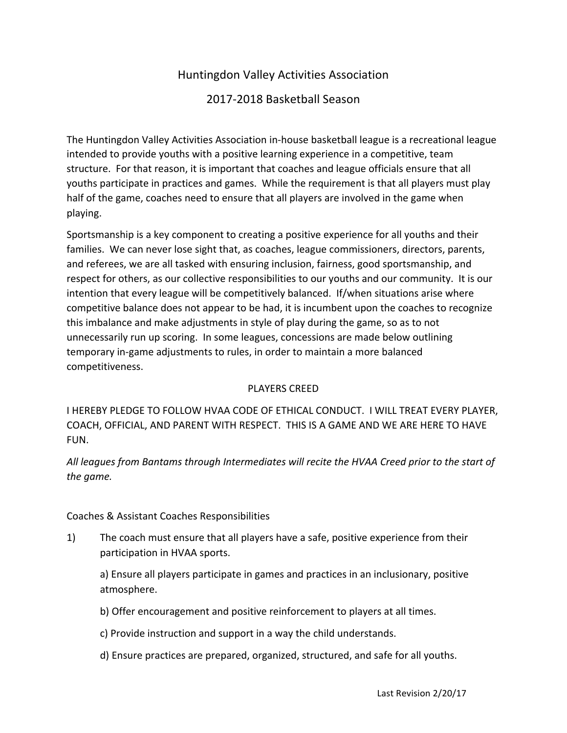# Huntingdon Valley Activities Association

## 2017-2018 Basketball Season

The Huntingdon Valley Activities Association in-house basketball league is a recreational league intended to provide youths with a positive learning experience in a competitive, team structure. For that reason, it is important that coaches and league officials ensure that all youths participate in practices and games. While the requirement is that all players must play half of the game, coaches need to ensure that all players are involved in the game when playing.

Sportsmanship is a key component to creating a positive experience for all youths and their families. We can never lose sight that, as coaches, league commissioners, directors, parents, and referees, we are all tasked with ensuring inclusion, fairness, good sportsmanship, and respect for others, as our collective responsibilities to our youths and our community. It is our intention that every league will be competitively balanced. If/when situations arise where competitive balance does not appear to be had, it is incumbent upon the coaches to recognize this imbalance and make adjustments in style of play during the game, so as to not unnecessarily run up scoring. In some leagues, concessions are made below outlining temporary in-game adjustments to rules, in order to maintain a more balanced competitiveness.

### PLAYERS CREED

I HEREBY PLEDGE TO FOLLOW HVAA CODE OF ETHICAL CONDUCT. I WILL TREAT EVERY PLAYER, COACH, OFFICIAL, AND PARENT WITH RESPECT. THIS IS A GAME AND WE ARE HERE TO HAVE FUN.

*All leagues from Bantams through Intermediates will recite the HVAA Creed prior to the start of the game.*

### Coaches & Assistant Coaches Responsibilities

1) The coach must ensure that all players have a safe, positive experience from their participation in HVAA sports.

   a) Ensure all players participate in games and practices in an inclusionary, positive atmosphere.

   b) Offer encouragement and positive reinforcement to players at all times.

   c) Provide instruction and support in a way the child understands.

   d) Ensure practices are prepared, organized, structured, and safe for all youths.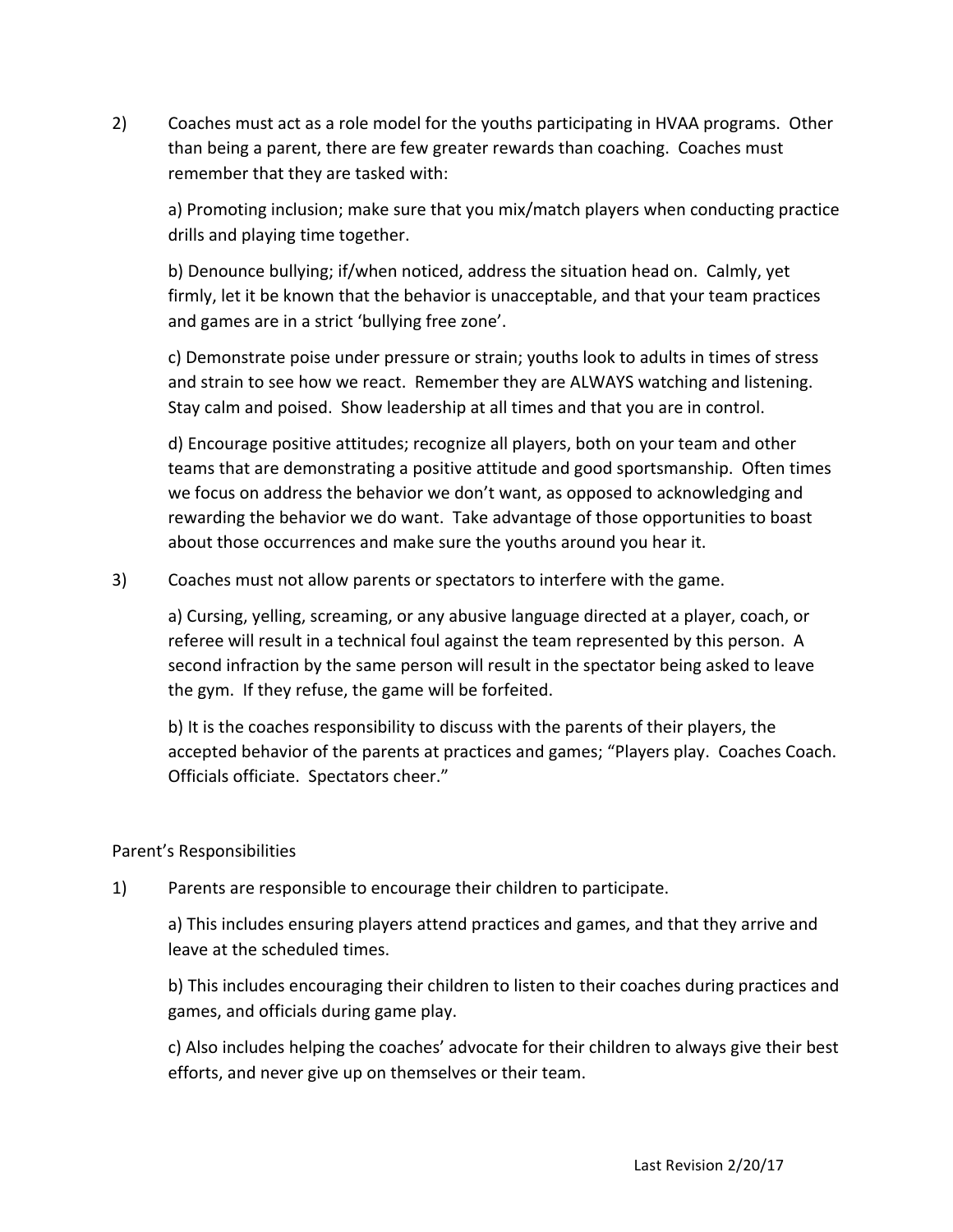2) Coaches must act as a role model for the youths participating in HVAA programs. Other than being a parent, there are few greater rewards than coaching. Coaches must remember that they are tasked with:

   a) Promoting inclusion; make sure that you mix/match players when conducting practice drills and playing time together.

   b) Denounce bullying; if/when noticed, address the situation head on. Calmly, yet firmly, let it be known that the behavior is unacceptable, and that your team practices and games are in a strict 'bullying free zone'.

   c) Demonstrate poise under pressure or strain; youths look to adults in times of stress and strain to see how we react. Remember they are ALWAYS watching and listening. Stay calm and poised. Show leadership at all times and that you are in control.

   d) Encourage positive attitudes; recognize all players, both on your team and other teams that are demonstrating a positive attitude and good sportsmanship. Often times we focus on address the behavior we don't want, as opposed to acknowledging and rewarding the behavior we do want. Take advantage of those opportunities to boast about those occurrences and make sure the youths around you hear it.

3) Coaches must not allow parents or spectators to interfere with the game.

   a) Cursing, yelling, screaming, or any abusive language directed at a player, coach, or referee will result in a technical foul against the team represented by this person. A second infraction by the same person will result in the spectator being asked to leave the gym. If they refuse, the game will be forfeited.

   b) It is the coaches responsibility to discuss with the parents of their players, the accepted behavior of the parents at practices and games; "Players play. Coaches Coach. Officials officiate. Spectators cheer."

Parent's Responsibilities

1) Parents are responsible to encourage their children to participate.

   a) This includes ensuring players attend practices and games, and that they arrive and leave at the scheduled times.

   b) This includes encouraging their children to listen to their coaches during practices and games, and officials during game play.

   c) Also includes helping the coaches' advocate for their children to always give their best efforts, and never give up on themselves or their team.

Last Revision 2/20/17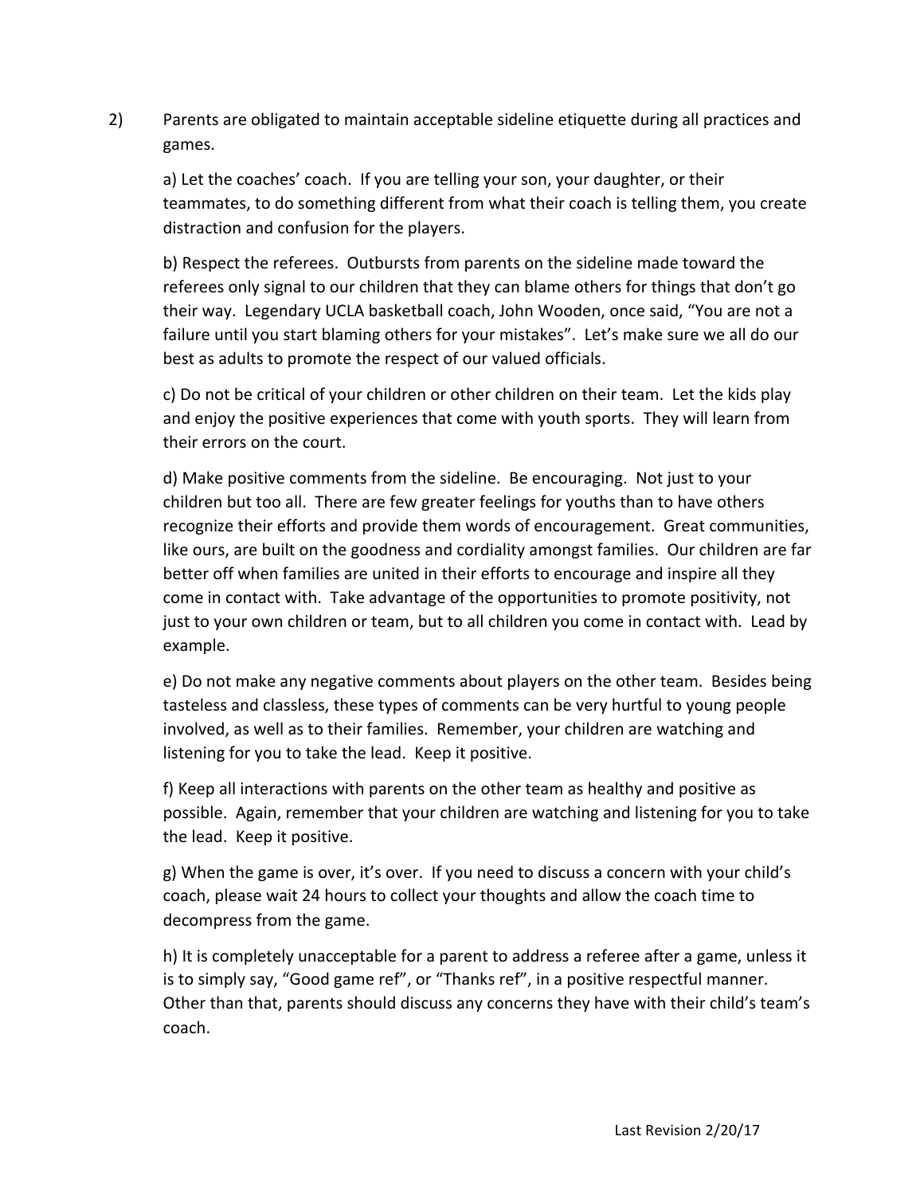2) Parents are obligated to maintain acceptable sideline etiquette during all practices and games.

a) Let the coaches' coach. If you are telling your son, your daughter, or their teammates, to do something different from what their coach is telling them, you create distraction and confusion for the players.

b) Respect the referees. Outbursts from parents on the sideline made toward the referees only signal to our children that they can blame others for things that don't go their way. Legendary UCLA basketball coach, John Wooden, once said, "You are not a failure until you start blaming others for your mistakes". Let's make sure we all do our best as adults to promote the respect of our valued officials.

c) Do not be critical of your children or other children on their team. Let the kids play and enjoy the positive experiences that come with youth sports. They will learn from their errors on the court.

d) Make positive comments from the sideline. Be encouraging. Not just to your children but too all. There are few greater feelings for youths than to have others recognize their efforts and provide them words of encouragement. Great communities, like ours, are built on the goodness and cordiality amongst families. Our children are far better off when families are united in their efforts to encourage and inspire all they come in contact with. Take advantage of the opportunities to promote positivity, not just to your own children or team, but to all children you come in contact with. Lead by example.

e) Do not make any negative comments about players on the other team. Besides being tasteless and classless, these types of comments can be very hurtful to young people involved, as well as to their families. Remember, your children are watching and listening for you to take the lead. Keep it positive.

f) Keep all interactions with parents on the other team as healthy and positive as possible. Again, remember that your children are watching and listening for you to take the lead. Keep it positive.

g) When the game is over, it's over. If you need to discuss a concern with your child's coach, please wait 24 hours to collect your thoughts and allow the coach time to decompress from the game.

h) It is completely unacceptable for a parent to address a referee after a game, unless it is to simply say, "Good game ref", or "Thanks ref", in a positive respectful manner. Other than that, parents should discuss any concerns they have with their child's team's coach.

Last Revision 2/20/17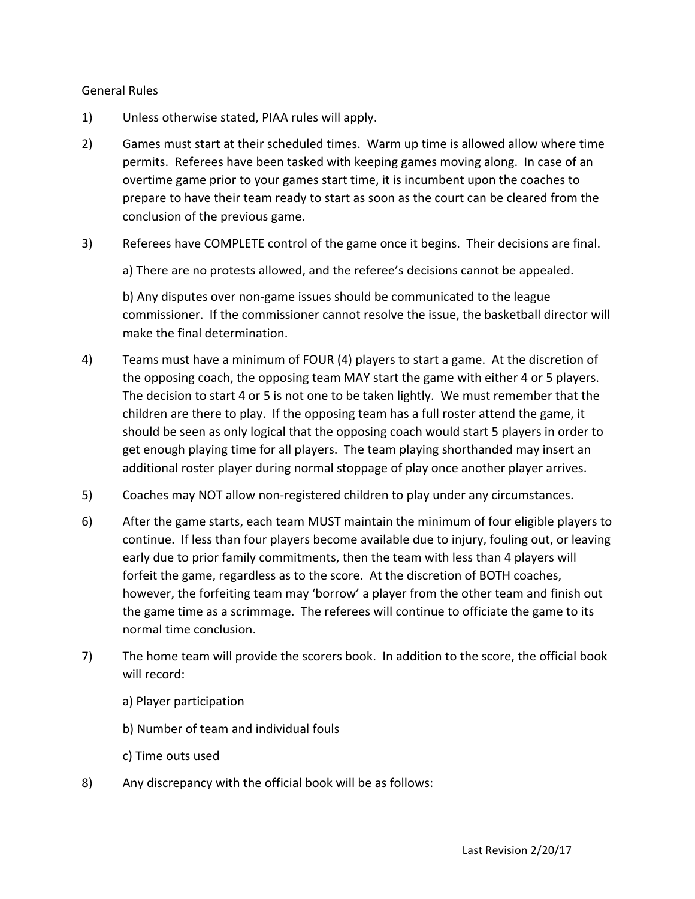General Rules

1) Unless otherwise stated, PIAA rules will apply.

2) Games must start at their scheduled times. Warm up time is allowed allow where time permits. Referees have been tasked with keeping games moving along. In case of an overtime game prior to your games start time, it is incumbent upon the coaches to prepare to have their team ready to start as soon as the court can be cleared from the conclusion of the previous game.

3) Referees have COMPLETE control of the game once it begins. Their decisions are final.

   a) There are no protests allowed, and the referee's decisions cannot be appealed.

   b) Any disputes over non-game issues should be communicated to the league commissioner. If the commissioner cannot resolve the issue, the basketball director will make the final determination.

4) Teams must have a minimum of FOUR (4) players to start a game. At the discretion of the opposing coach, the opposing team MAY start the game with either 4 or 5 players. The decision to start 4 or 5 is not one to be taken lightly. We must remember that the children are there to play. If the opposing team has a full roster attend the game, it should be seen as only logical that the opposing coach would start 5 players in order to get enough playing time for all players. The team playing shorthanded may insert an additional roster player during normal stoppage of play once another player arrives.

5) Coaches may NOT allow non-registered children to play under any circumstances.

6) After the game starts, each team MUST maintain the minimum of four eligible players to continue. If less than four players become available due to injury, fouling out, or leaving early due to prior family commitments, then the team with less than 4 players will forfeit the game, regardless as to the score. At the discretion of BOTH coaches, however, the forfeiting team may 'borrow' a player from the other team and finish out the game time as a scrimmage. The referees will continue to officiate the game to its normal time conclusion.

7) The home team will provide the scorers book. In addition to the score, the official book will record:

   a) Player participation

   b) Number of team and individual fouls

   c) Time outs used

8) Any discrepancy with the official book will be as follows: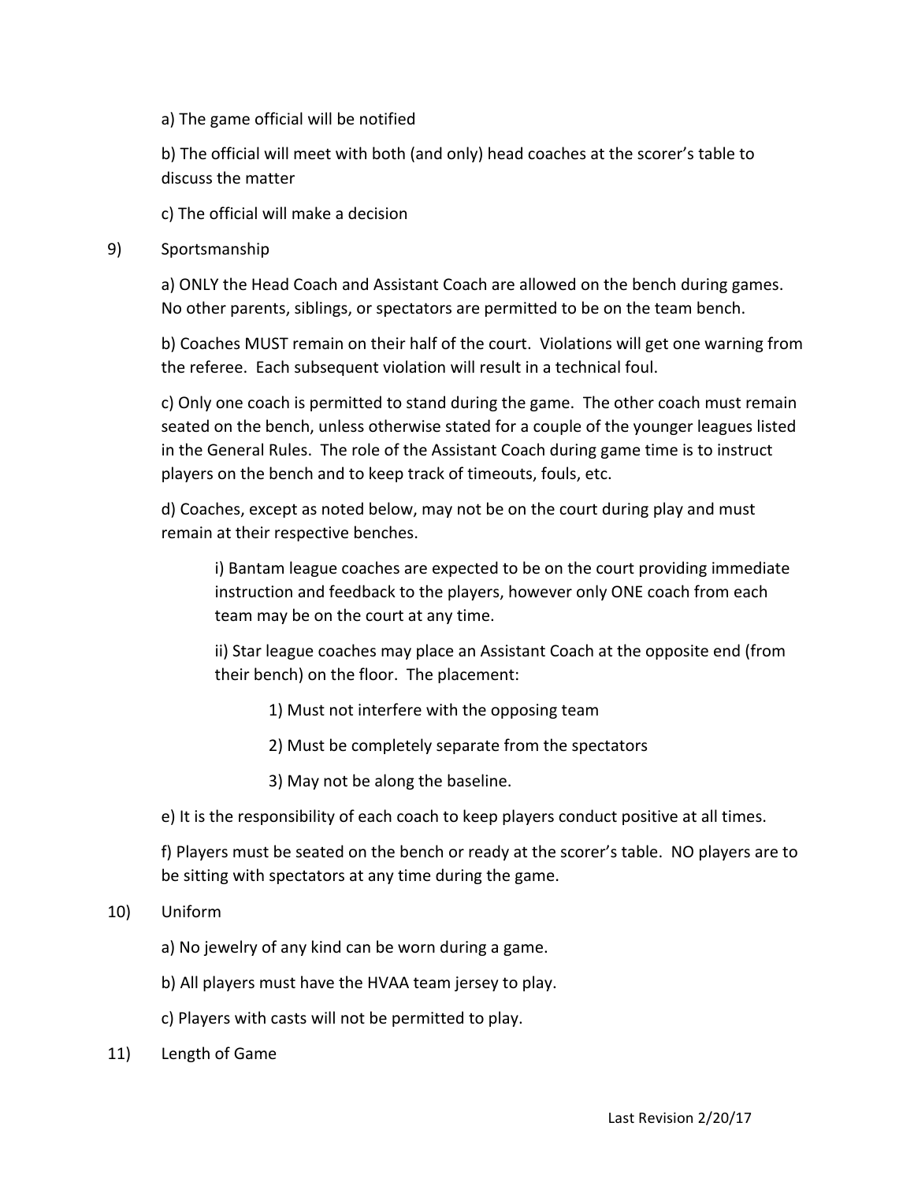a) The game official will be notified

b) The official will meet with both (and only) head coaches at the scorer's table to discuss the matter

c) The official will make a decision

9) Sportsmanship

a) ONLY the Head Coach and Assistant Coach are allowed on the bench during games. No other parents, siblings, or spectators are permitted to be on the team bench.

b) Coaches MUST remain on their half of the court. Violations will get one warning from the referee. Each subsequent violation will result in a technical foul.

c) Only one coach is permitted to stand during the game. The other coach must remain seated on the bench, unless otherwise stated for a couple of the younger leagues listed in the General Rules. The role of the Assistant Coach during game time is to instruct players on the bench and to keep track of timeouts, fouls, etc.

d) Coaches, except as noted below, may not be on the court during play and must remain at their respective benches.

i) Bantam league coaches are expected to be on the court providing immediate instruction and feedback to the players, however only ONE coach from each team may be on the court at any time.

ii) Star league coaches may place an Assistant Coach at the opposite end (from their bench) on the floor. The placement:

1) Must not interfere with the opposing team

2) Must be completely separate from the spectators

3) May not be along the baseline.

e) It is the responsibility of each coach to keep players conduct positive at all times.

f) Players must be seated on the bench or ready at the scorer's table. NO players are to be sitting with spectators at any time during the game.

10) Uniform

a) No jewelry of any kind can be worn during a game.

b) All players must have the HVAA team jersey to play.

c) Players with casts will not be permitted to play.

11) Length of Game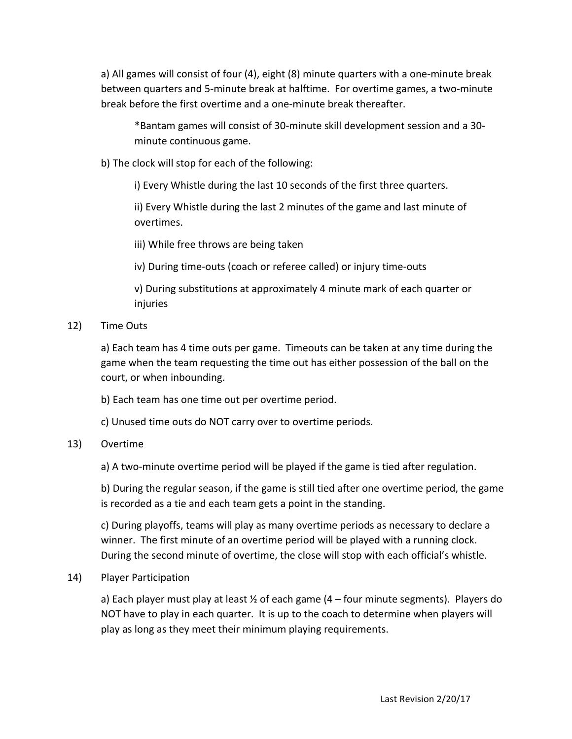a) All games will consist of four (4), eight (8) minute quarters with a one-minute break between quarters and 5-minute break at halftime. For overtime games, a two-minute break before the first overtime and a one-minute break thereafter.

*Bantam games will consist of 30-minute skill development session and a 30-minute continuous game.

b) The clock will stop for each of the following:

i) Every Whistle during the last 10 seconds of the first three quarters.

ii) Every Whistle during the last 2 minutes of the game and last minute of overtimes.

iii) While free throws are being taken

iv) During time-outs (coach or referee called) or injury time-outs

v) During substitutions at approximately 4 minute mark of each quarter or injuries

12) Time Outs

a) Each team has 4 time outs per game. Timeouts can be taken at any time during the game when the team requesting the time out has either possession of the ball on the court, or when inbounding.

b) Each team has one time out per overtime period.

c) Unused time outs do NOT carry over to overtime periods.

13) Overtime

a) A two-minute overtime period will be played if the game is tied after regulation.

b) During the regular season, if the game is still tied after one overtime period, the game is recorded as a tie and each team gets a point in the standing.

c) During playoffs, teams will play as many overtime periods as necessary to declare a winner. The first minute of an overtime period will be played with a running clock. During the second minute of overtime, the close will stop with each official's whistle.

14) Player Participation

a) Each player must play at least ½ of each game (4 – four minute segments). Players do NOT have to play in each quarter. It is up to the coach to determine when players will play as long as they meet their minimum playing requirements.

Last Revision 2/20/17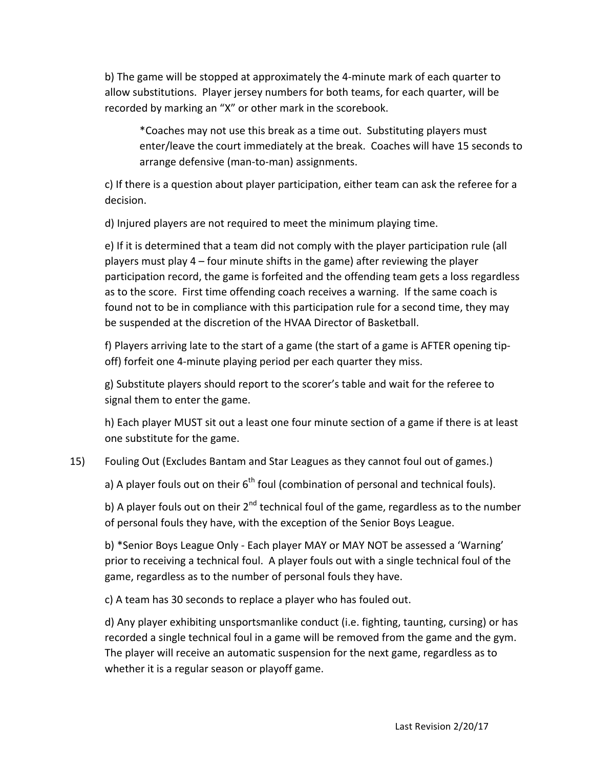b) The game will be stopped at approximately the 4-minute mark of each quarter to allow substitutions. Player jersey numbers for both teams, for each quarter, will be recorded by marking an "X" or other mark in the scorebook.

> *Coaches may not use this break as a time out. Substituting players must enter/leave the court immediately at the break. Coaches will have 15 seconds to arrange defensive (man-to-man) assignments.

c) If there is a question about player participation, either team can ask the referee for a decision.

d) Injured players are not required to meet the minimum playing time.

e) If it is determined that a team did not comply with the player participation rule (all players must play 4 – four minute shifts in the game) after reviewing the player participation record, the game is forfeited and the offending team gets a loss regardless as to the score. First time offending coach receives a warning. If the same coach is found not to be in compliance with this participation rule for a second time, they may be suspended at the discretion of the HVAA Director of Basketball.

f) Players arriving late to the start of a game (the start of a game is AFTER opening tip-off) forfeit one 4-minute playing period per each quarter they miss.

g) Substitute players should report to the scorer's table and wait for the referee to signal them to enter the game.

h) Each player MUST sit out a least one four minute section of a game if there is at least one substitute for the game.

15) Fouling Out (Excludes Bantam and Star Leagues as they cannot foul out of games.)

a) A player fouls out on their 6th foul (combination of personal and technical fouls).

b) A player fouls out on their 2nd technical foul of the game, regardless as to the number of personal fouls they have, with the exception of the Senior Boys League.

b) *Senior Boys League Only - Each player MAY or MAY NOT be assessed a 'Warning' prior to receiving a technical foul. A player fouls out with a single technical foul of the game, regardless as to the number of personal fouls they have.

c) A team has 30 seconds to replace a player who has fouled out.

d) Any player exhibiting unsportsmanlike conduct (i.e. fighting, taunting, cursing) or has recorded a single technical foul in a game will be removed from the game and the gym. The player will receive an automatic suspension for the next game, regardless as to whether it is a regular season or playoff game.

Last Revision 2/20/17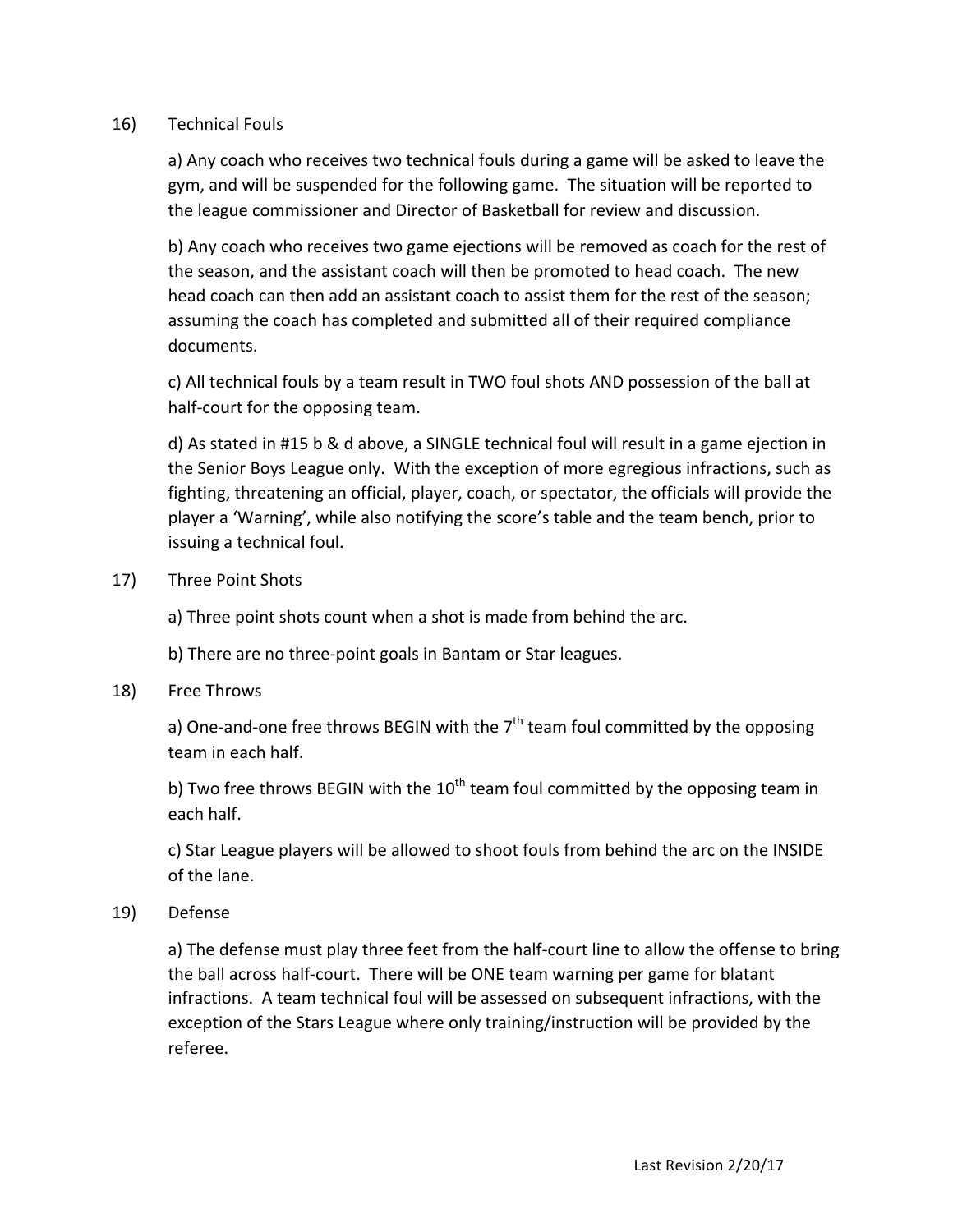16) Technical Fouls

a) Any coach who receives two technical fouls during a game will be asked to leave the gym, and will be suspended for the following game. The situation will be reported to the league commissioner and Director of Basketball for review and discussion.

b) Any coach who receives two game ejections will be removed as coach for the rest of the season, and the assistant coach will then be promoted to head coach. The new head coach can then add an assistant coach to assist them for the rest of the season; assuming the coach has completed and submitted all of their required compliance documents.

c) All technical fouls by a team result in TWO foul shots AND possession of the ball at half-court for the opposing team.

d) As stated in #15 b & d above, a SINGLE technical foul will result in a game ejection in the Senior Boys League only. With the exception of more egregious infractions, such as fighting, threatening an official, player, coach, or spectator, the officials will provide the player a 'Warning', while also notifying the score's table and the team bench, prior to issuing a technical foul.

17) Three Point Shots

a) Three point shots count when a shot is made from behind the arc.

b) There are no three-point goals in Bantam or Star leagues.

18) Free Throws

a) One-and-one free throws BEGIN with the 7th team foul committed by the opposing team in each half.

b) Two free throws BEGIN with the 10th team foul committed by the opposing team in each half.

c) Star League players will be allowed to shoot fouls from behind the arc on the INSIDE of the lane.

19) Defense

a) The defense must play three feet from the half-court line to allow the offense to bring the ball across half-court. There will be ONE team warning per game for blatant infractions. A team technical foul will be assessed on subsequent infractions, with the exception of the Stars League where only training/instruction will be provided by the referee.

Last Revision 2/20/17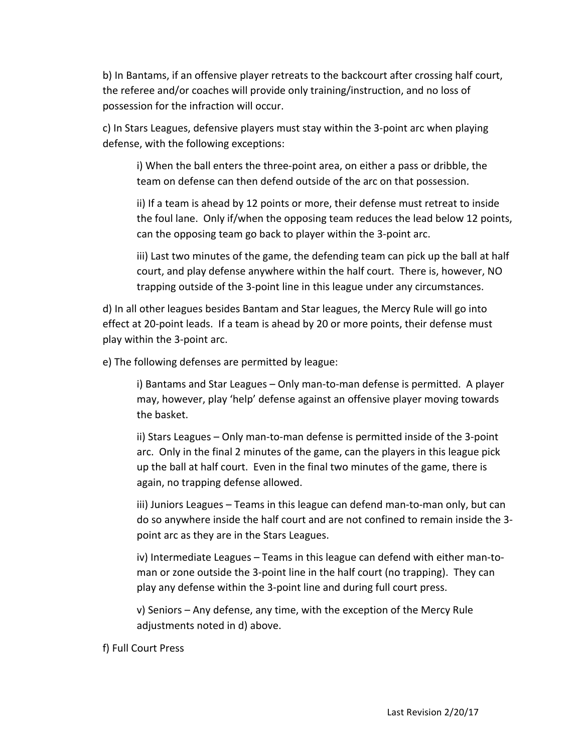b) In Bantams, if an offensive player retreats to the backcourt after crossing half court, the referee and/or coaches will provide only training/instruction, and no loss of possession for the infraction will occur.

c) In Stars Leagues, defensive players must stay within the 3-point arc when playing defense, with the following exceptions:

> i) When the ball enters the three-point area, on either a pass or dribble, the team on defense can then defend outside of the arc on that possession.
>
> ii) If a team is ahead by 12 points or more, their defense must retreat to inside the foul lane. Only if/when the opposing team reduces the lead below 12 points, can the opposing team go back to player within the 3-point arc.
>
> iii) Last two minutes of the game, the defending team can pick up the ball at half court, and play defense anywhere within the half court. There is, however, NO trapping outside of the 3-point line in this league under any circumstances.

d) In all other leagues besides Bantam and Star leagues, the Mercy Rule will go into effect at 20-point leads. If a team is ahead by 20 or more points, their defense must play within the 3-point arc.

e) The following defenses are permitted by league:

> i) Bantams and Star Leagues – Only man-to-man defense is permitted. A player may, however, play 'help' defense against an offensive player moving towards the basket.
>
> ii) Stars Leagues – Only man-to-man defense is permitted inside of the 3-point arc. Only in the final 2 minutes of the game, can the players in this league pick up the ball at half court. Even in the final two minutes of the game, there is again, no trapping defense allowed.
>
> iii) Juniors Leagues – Teams in this league can defend man-to-man only, but can do so anywhere inside the half court and are not confined to remain inside the 3-point arc as they are in the Stars Leagues.
>
> iv) Intermediate Leagues – Teams in this league can defend with either man-to-man or zone outside the 3-point line in the half court (no trapping). They can play any defense within the 3-point line and during full court press.
>
> v) Seniors – Any defense, any time, with the exception of the Mercy Rule adjustments noted in d) above.

f) Full Court Press

Last Revision 2/20/17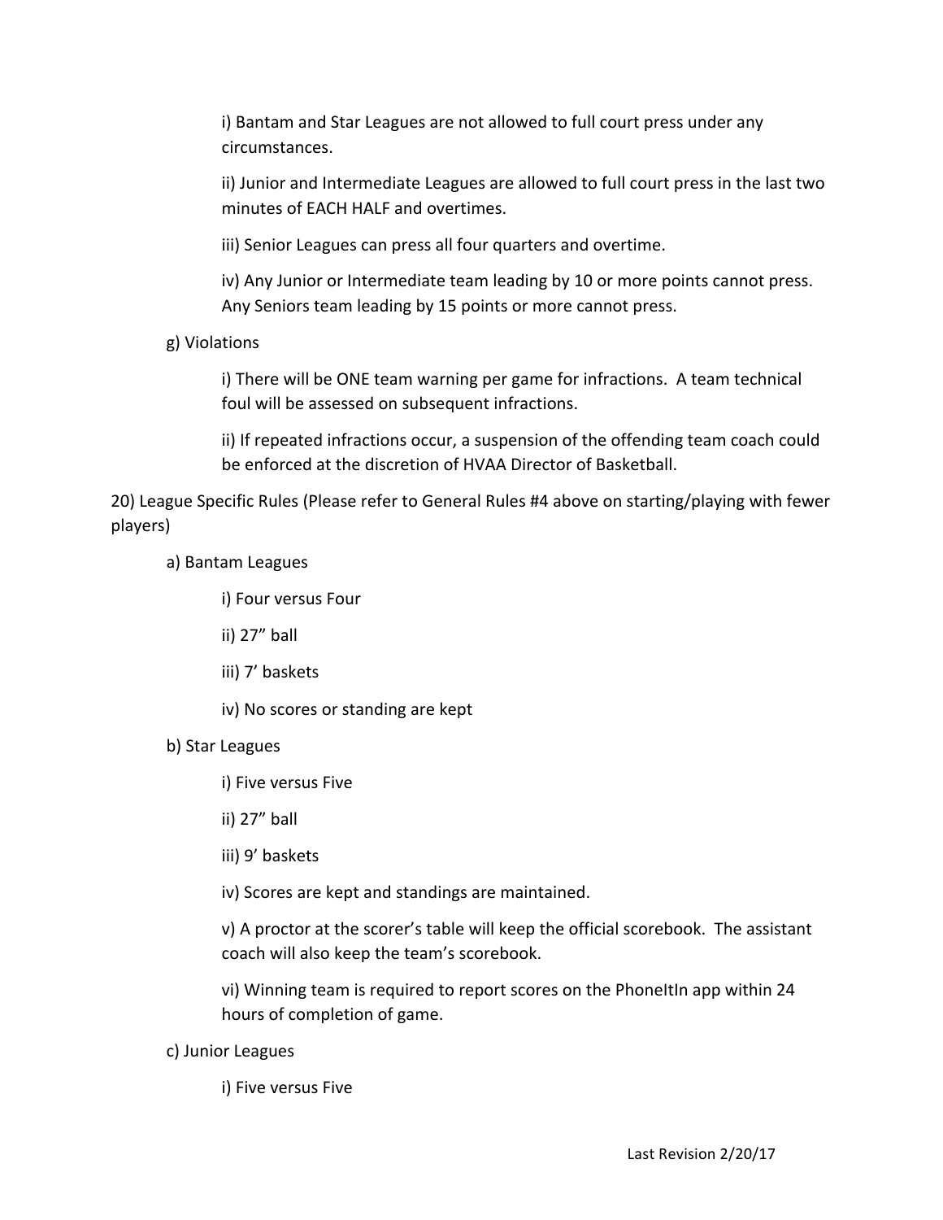i) Bantam and Star Leagues are not allowed to full court press under any circumstances.

ii) Junior and Intermediate Leagues are allowed to full court press in the last two minutes of EACH HALF and overtimes.

iii) Senior Leagues can press all four quarters and overtime.

iv) Any Junior or Intermediate team leading by 10 or more points cannot press. Any Seniors team leading by 15 points or more cannot press.

g) Violations

i) There will be ONE team warning per game for infractions. A team technical foul will be assessed on subsequent infractions.

ii) If repeated infractions occur, a suspension of the offending team coach could be enforced at the discretion of HVAA Director of Basketball.

20) League Specific Rules (Please refer to General Rules #4 above on starting/playing with fewer players)

a) Bantam Leagues

i) Four versus Four

ii) 27" ball

iii) 7' baskets

iv) No scores or standing are kept

b) Star Leagues

i) Five versus Five

ii) 27" ball

iii) 9' baskets

iv) Scores are kept and standings are maintained.

v) A proctor at the scorer's table will keep the official scorebook. The assistant coach will also keep the team's scorebook.

vi) Winning team is required to report scores on the PhoneItIn app within 24 hours of completion of game.

c) Junior Leagues

i) Five versus Five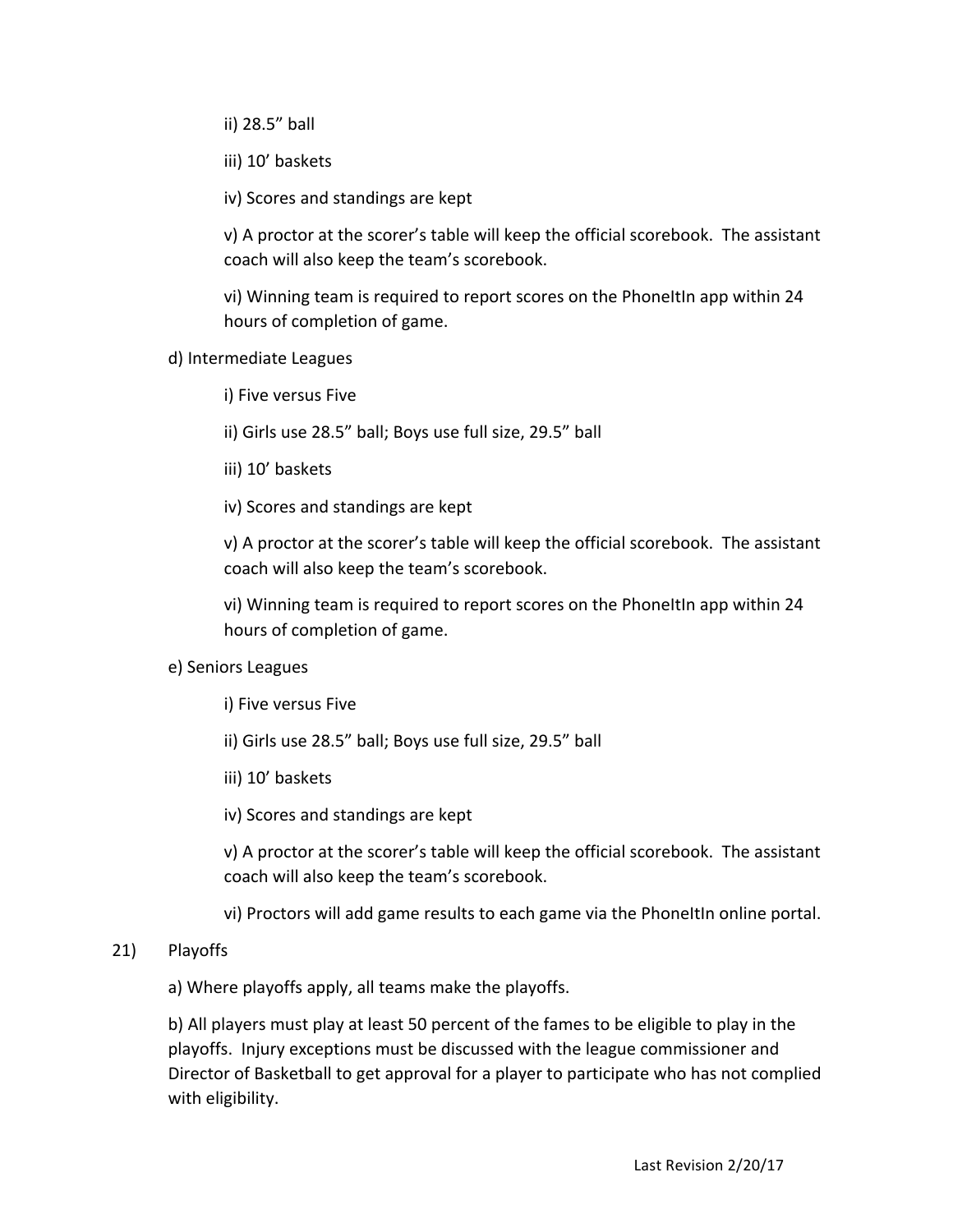ii) 28.5” ball

iii) 10’ baskets

iv) Scores and standings are kept

v) A proctor at the scorer’s table will keep the official scorebook. The assistant coach will also keep the team’s scorebook.

vi) Winning team is required to report scores on the PhoneItIn app within 24 hours of completion of game.

d) Intermediate Leagues

i) Five versus Five

ii) Girls use 28.5” ball; Boys use full size, 29.5” ball

iii) 10’ baskets

iv) Scores and standings are kept

v) A proctor at the scorer’s table will keep the official scorebook. The assistant coach will also keep the team’s scorebook.

vi) Winning team is required to report scores on the PhoneItIn app within 24 hours of completion of game.

e) Seniors Leagues

i) Five versus Five

ii) Girls use 28.5” ball; Boys use full size, 29.5” ball

iii) 10’ baskets

iv) Scores and standings are kept

v) A proctor at the scorer’s table will keep the official scorebook. The assistant coach will also keep the team’s scorebook.

vi) Proctors will add game results to each game via the PhoneItIn online portal.

21) Playoffs

a) Where playoffs apply, all teams make the playoffs.

b) All players must play at least 50 percent of the fames to be eligible to play in the playoffs. Injury exceptions must be discussed with the league commissioner and Director of Basketball to get approval for a player to participate who has not complied with eligibility.

Last Revision 2/20/17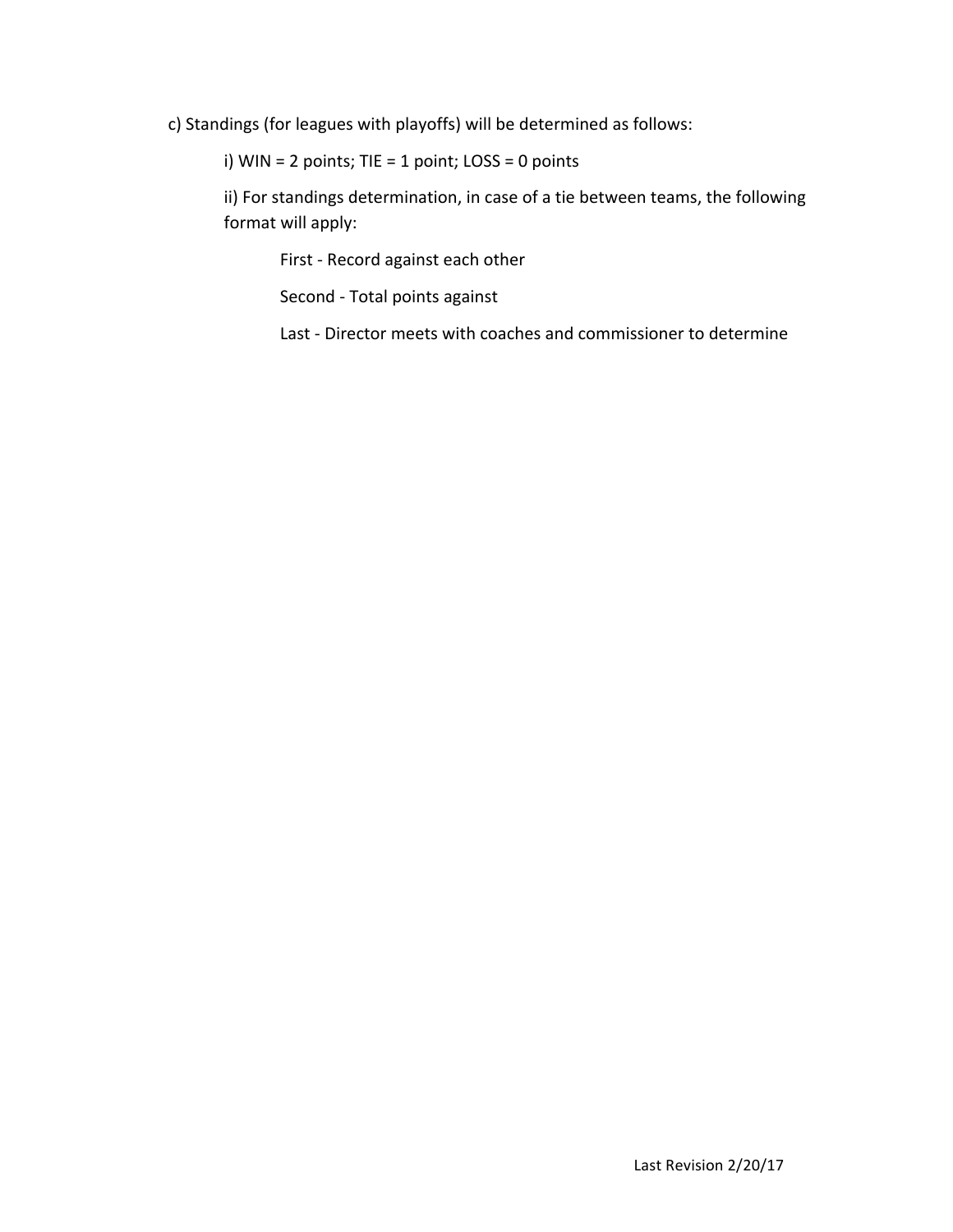c) Standings (for leagues with playoffs) will be determined as follows:

i) WIN = 2 points; TIE = 1 point; LOSS = 0 points

ii) For standings determination, in case of a tie between teams, the following format will apply:

First - Record against each other

Second - Total points against

Last - Director meets with coaches and commissioner to determine

Last Revision 2/20/17